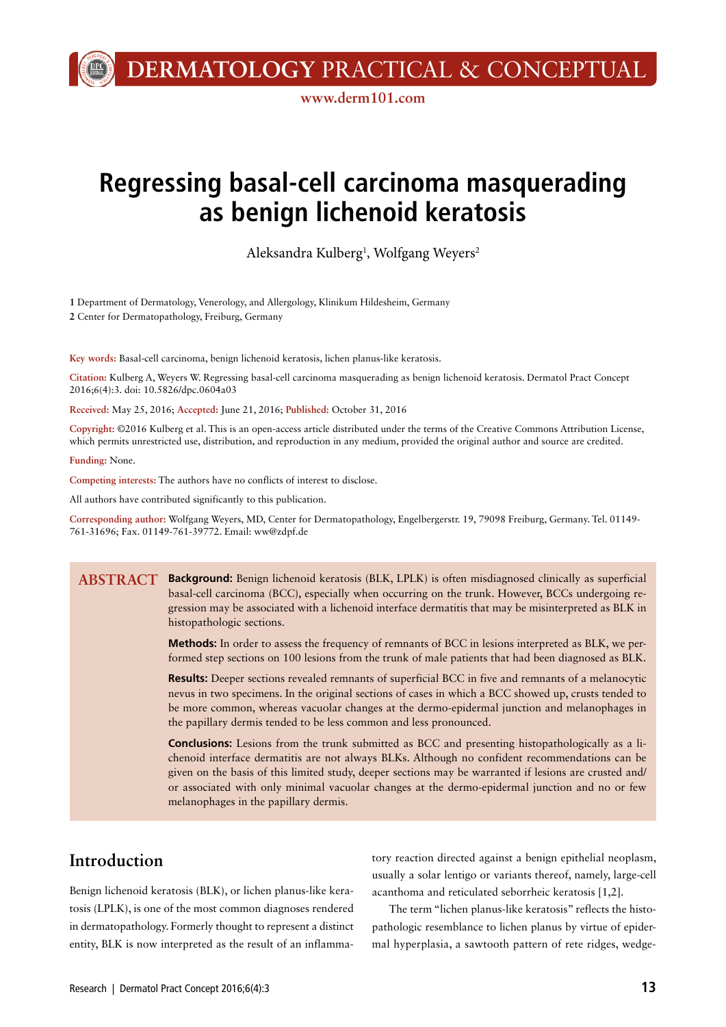# Regressing basal-cell carcinoma masquerading as benign lichenoid keratosis

Aleksandra Kulberg[1], Wolfgang Weyers[2]

**1** Department of Dermatology, Venerology, and Allergology, Klinikum Hildesheim, Germany
**2** Center for Dermatopathology, Freiburg, Germany

**Key words:** Basal-cell carcinoma, benign lichenoid keratosis, lichen planus-like keratosis.

**Citation:** Kulberg A, Weyers W. Regressing basal-cell carcinoma masquerading as benign lichenoid keratosis. Dermatol Pract Concept 2016;6(4):3. doi: 10.5826/dpc.0604a03

**Received:** May 25, 2016; **Accepted:** June 21, 2016; **Published:** October 31, 2016

**Copyright:** ©2016 Kulberg et al. This is an open-access article distributed under the terms of the Creative Commons Attribution License, which permits unrestricted use, distribution, and reproduction in any medium, provided the original author and source are credited.

**Funding:** None.

**Competing interests:** The authors have no conflicts of interest to disclose.

All authors have contributed significantly to this publication.

**Corresponding author:** Wolfgang Weyers, MD, Center for Dermatopathology, Engelbergerstr. 19, 79098 Freiburg, Germany. Tel. 01149-761-31696; Fax. 01149-761-39772. Email: ww@zdpf.de

## ABSTRACT

**Background:** Benign lichenoid keratosis (BLK, LPLK) is often misdiagnosed clinically as superficial basal-cell carcinoma (BCC), especially when occurring on the trunk. However, BCCs undergoing regression may be associated with a lichenoid interface dermatitis that may be misinterpreted as BLK in histopathologic sections.

**Methods:** In order to assess the frequency of remnants of BCC in lesions interpreted as BLK, we performed step sections on 100 lesions from the trunk of male patients that had been diagnosed as BLK.

**Results:** Deeper sections revealed remnants of superficial BCC in five and remnants of a melanocytic nevus in two specimens. In the original sections of cases in which a BCC showed up, crusts tended to be more common, whereas vacuolar changes at the dermo-epidermal junction and melanophages in the papillary dermis tended to be less common and less pronounced.

**Conclusions:** Lesions from the trunk submitted as BCC and presenting histopathologically as a lichenoid interface dermatitis are not always BLKs. Although no confident recommendations can be given on the basis of this limited study, deeper sections may be warranted if lesions are crusted and/or associated with only minimal vacuolar changes at the dermo-epidermal junction and no or few melanophages in the papillary dermis.

## Introduction

Benign lichenoid keratosis (BLK), or lichen planus-like keratosis (LPLK), is one of the most common diagnoses rendered in dermatopathology. Formerly thought to represent a distinct entity, BLK is now interpreted as the result of an inflammatory reaction directed against a benign epithelial neoplasm, usually a solar lentigo or variants thereof, namely, large-cell acanthoma and reticulated seborrheic keratosis [1,2].

The term "lichen planus-like keratosis" reflects the histopathologic resemblance to lichen planus by virtue of epidermal hyperplasia, a sawtooth pattern of rete ridges, wedge-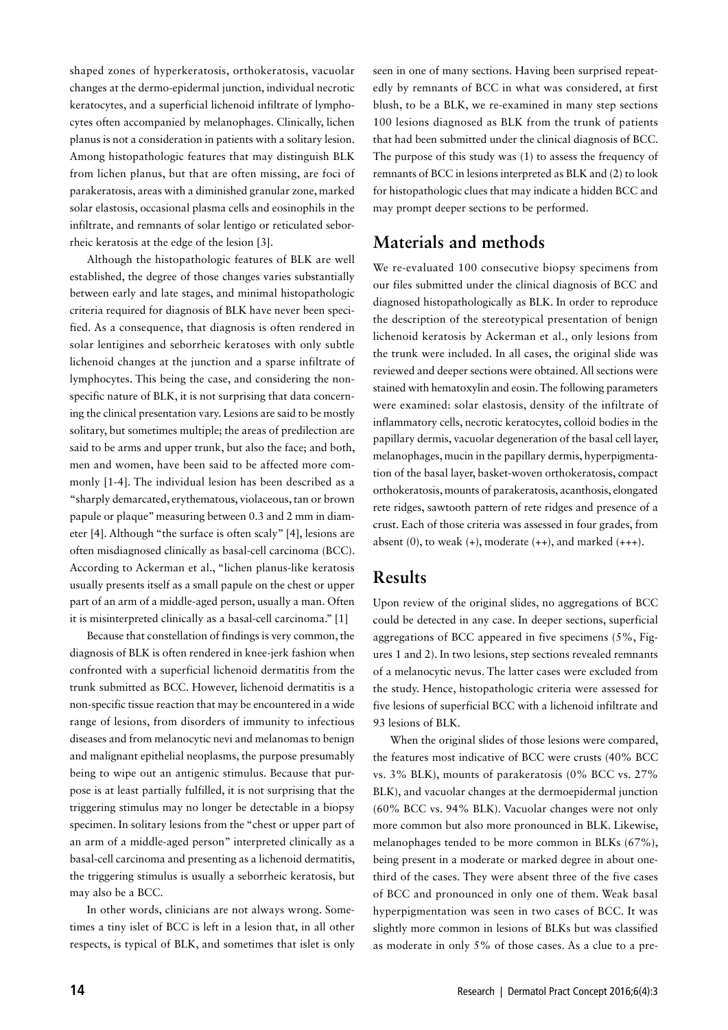shaped zones of hyperkeratosis, orthokeratosis, vacuolar changes at the dermo-epidermal junction, individual necrotic keratocytes, and a superficial lichenoid infiltrate of lymphocytes often accompanied by melanophages. Clinically, lichen planus is not a consideration in patients with a solitary lesion. Among histopathologic features that may distinguish BLK from lichen planus, but that are often missing, are foci of parakeratosis, areas with a diminished granular zone, marked solar elastosis, occasional plasma cells and eosinophils in the infiltrate, and remnants of solar lentigo or reticulated seborrheic keratosis at the edge of the lesion [3].

Although the histopathologic features of BLK are well established, the degree of those changes varies substantially between early and late stages, and minimal histopathologic criteria required for diagnosis of BLK have never been specified. As a consequence, that diagnosis is often rendered in solar lentigines and seborrheic keratoses with only subtle lichenoid changes at the junction and a sparse infiltrate of lymphocytes. This being the case, and considering the nonspecific nature of BLK, it is not surprising that data concerning the clinical presentation vary. Lesions are said to be mostly solitary, but sometimes multiple; the areas of predilection are said to be arms and upper trunk, but also the face; and both, men and women, have been said to be affected more commonly [1-4]. The individual lesion has been described as a "sharply demarcated, erythematous, violaceous, tan or brown papule or plaque" measuring between 0.3 and 2 mm in diameter [4]. Although "the surface is often scaly" [4], lesions are often misdiagnosed clinically as basal-cell carcinoma (BCC). According to Ackerman et al., "lichen planus-like keratosis usually presents itself as a small papule on the chest or upper part of an arm of a middle-aged person, usually a man. Often it is misinterpreted clinically as a basal-cell carcinoma." [1]

Because that constellation of findings is very common, the diagnosis of BLK is often rendered in knee-jerk fashion when confronted with a superficial lichenoid dermatitis from the trunk submitted as BCC. However, lichenoid dermatitis is a non-specific tissue reaction that may be encountered in a wide range of lesions, from disorders of immunity to infectious diseases and from melanocytic nevi and melanomas to benign and malignant epithelial neoplasms, the purpose presumably being to wipe out an antigenic stimulus. Because that purpose is at least partially fulfilled, it is not surprising that the triggering stimulus may no longer be detectable in a biopsy specimen. In solitary lesions from the "chest or upper part of an arm of a middle-aged person" interpreted clinically as a basal-cell carcinoma and presenting as a lichenoid dermatitis, the triggering stimulus is usually a seborrheic keratosis, but may also be a BCC.

In other words, clinicians are not always wrong. Sometimes a tiny islet of BCC is left in a lesion that, in all other respects, is typical of BLK, and sometimes that islet is only seen in one of many sections. Having been surprised repeatedly by remnants of BCC in what was considered, at first blush, to be a BLK, we re-examined in many step sections 100 lesions diagnosed as BLK from the trunk of patients that had been submitted under the clinical diagnosis of BCC. The purpose of this study was (1) to assess the frequency of remnants of BCC in lesions interpreted as BLK and (2) to look for histopathologic clues that may indicate a hidden BCC and may prompt deeper sections to be performed.

## Materials and methods

We re-evaluated 100 consecutive biopsy specimens from our files submitted under the clinical diagnosis of BCC and diagnosed histopathologically as BLK. In order to reproduce the description of the stereotypical presentation of benign lichenoid keratosis by Ackerman et al., only lesions from the trunk were included. In all cases, the original slide was reviewed and deeper sections were obtained. All sections were stained with hematoxylin and eosin. The following parameters were examined: solar elastosis, density of the infiltrate of inflammatory cells, necrotic keratocytes, colloid bodies in the papillary dermis, vacuolar degeneration of the basal cell layer, melanophages, mucin in the papillary dermis, hyperpigmentation of the basal layer, basket-woven orthokeratosis, compact orthokeratosis, mounts of parakeratosis, acanthosis, elongated rete ridges, sawtooth pattern of rete ridges and presence of a crust. Each of those criteria was assessed in four grades, from absent (0), to weak (+), moderate (++), and marked (+++).

## Results

Upon review of the original slides, no aggregations of BCC could be detected in any case. In deeper sections, superficial aggregations of BCC appeared in five specimens (5%, Figures 1 and 2). In two lesions, step sections revealed remnants of a melanocytic nevus. The latter cases were excluded from the study. Hence, histopathologic criteria were assessed for five lesions of superficial BCC with a lichenoid infiltrate and 93 lesions of BLK.

When the original slides of those lesions were compared, the features most indicative of BCC were crusts (40% BCC vs. 3% BLK), mounts of parakeratosis (0% BCC vs. 27% BLK), and vacuolar changes at the dermoepidermal junction (60% BCC vs. 94% BLK). Vacuolar changes were not only more common but also more pronounced in BLK. Likewise, melanophages tended to be more common in BLKs (67%), being present in a moderate or marked degree in about one-third of the cases. They were absent three of the five cases of BCC and pronounced in only one of them. Weak basal hyperpigmentation was seen in two cases of BCC. It was slightly more common in lesions of BLKs but was classified as moderate in only 5% of those cases. As a clue to a pre-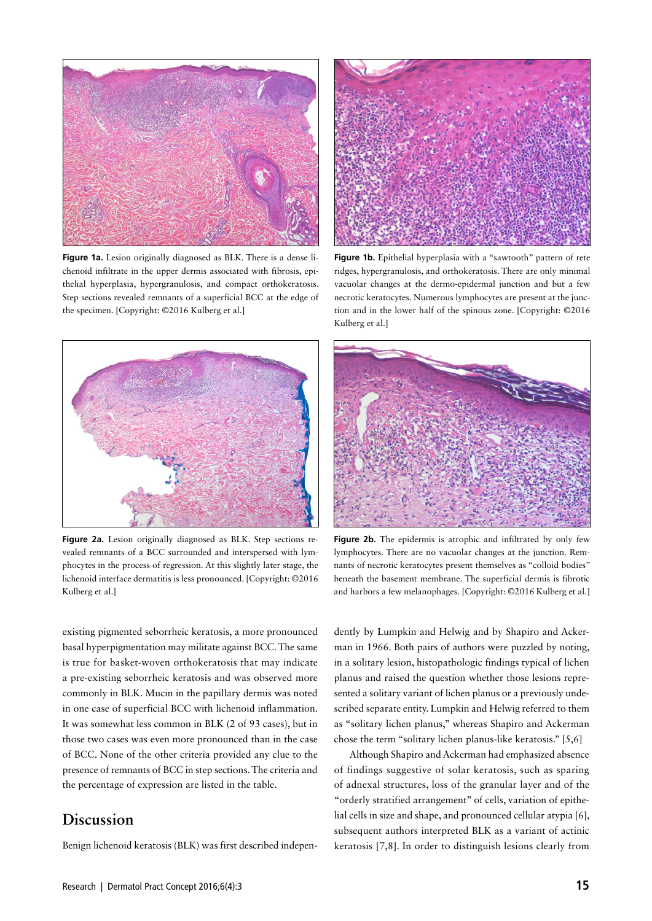**Figure 1a.** Lesion originally diagnosed as BLK. There is a dense lichenoid infiltrate in the upper dermis associated with fibrosis, epithelial hyperplasia, hypergranulosis, and compact orthokeratosis. Step sections revealed remnants of a superficial BCC at the edge of the specimen. [Copyright: ©2016 Kulberg et al.]

**Figure 1b.** Epithelial hyperplasia with a "sawtooth" pattern of rete ridges, hypergranulosis, and orthokeratosis. There are only minimal vacuolar changes at the dermo-epidermal junction and but a few necrotic keratocytes. Numerous lymphocytes are present at the junction and in the lower half of the spinous zone. [Copyright: ©2016 Kulberg et al.]

**Figure 2a.** Lesion originally diagnosed as BLK. Step sections revealed remnants of a BCC surrounded and interspersed with lymphocytes in the process of regression. At this slightly later stage, the lichenoid interface dermatitis is less pronounced. [Copyright: ©2016 Kulberg et al.]

**Figure 2b.** The epidermis is atrophic and infiltrated by only few lymphocytes. There are no vacuolar changes at the junction. Remnants of necrotic keratocytes present themselves as "colloid bodies" beneath the basement membrane. The superficial dermis is fibrotic and harbors a few melanophages. [Copyright: ©2016 Kulberg et al.]

existing pigmented seborrheic keratosis, a more pronounced basal hyperpigmentation may militate against BCC. The same is true for basket-woven orthokeratosis that may indicate a pre-existing seborrheic keratosis and was observed more commonly in BLK. Mucin in the papillary dermis was noted in one case of superficial BCC with lichenoid inflammation. It was somewhat less common in BLK (2 of 93 cases), but in those two cases was even more pronounced than in the case of BCC. None of the other criteria provided any clue to the presence of remnants of BCC in step sections. The criteria and the percentage of expression are listed in the table.

## Discussion

Benign lichenoid keratosis (BLK) was first described independently by Lumpkin and Helwig and by Shapiro and Ackerman in 1966. Both pairs of authors were puzzled by noting, in a solitary lesion, histopathologic findings typical of lichen planus and raised the question whether those lesions represented a solitary variant of lichen planus or a previously undescribed separate entity. Lumpkin and Helwig referred to them as "solitary lichen planus," whereas Shapiro and Ackerman chose the term "solitary lichen planus-like keratosis." [5,6]

Although Shapiro and Ackerman had emphasized absence of findings suggestive of solar keratosis, such as sparing of adnexal structures, loss of the granular layer and of the "orderly stratified arrangement" of cells, variation of epithelial cells in size and shape, and pronounced cellular atypia [6], subsequent authors interpreted BLK as a variant of actinic keratosis [7,8]. In order to distinguish lesions clearly from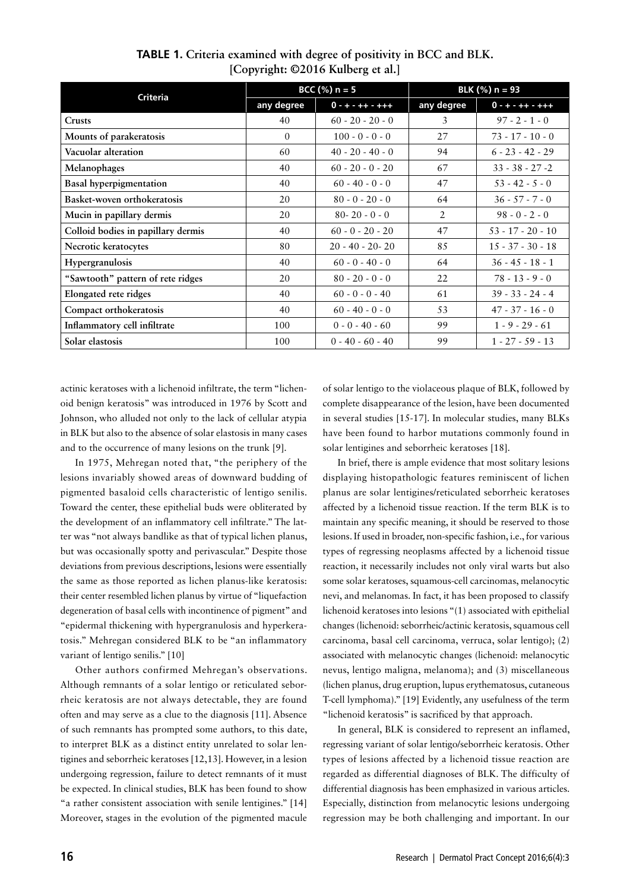**TABLE 1. Criteria examined with degree of positivity in BCC and BLK. [Copyright: ©2016 Kulberg et al.]**

| Criteria | BCC (%) n = 5 | | BLK (%) n = 93 | |
|---|---|---|---|---|
| | any degree | 0 - + - ++ - +++ | any degree | 0 - + - ++ - +++ |
| **Crusts** | 40 | 60 - 20 - 20 - 0 | 3 | 97 - 2 - 1 - 0 |
| **Mounts of parakeratosis** | 0 | 100 - 0 - 0 - 0 | 27 | 73 - 17 - 10 - 0 |
| **Vacuolar alteration** | 60 | 40 - 20 - 40 - 0 | 94 | 6 - 23 - 42 - 29 |
| **Melanophages** | 40 | 60 - 20 - 0 - 20 | 67 | 33 - 38 - 27 -2 |
| **Basal hyperpigmentation** | 40 | 60 - 40 - 0 - 0 | 47 | 53 - 42 - 5 - 0 |
| **Basket-woven orthokeratosis** | 20 | 80 - 0 - 20 - 0 | 64 | 36 - 57 - 7 - 0 |
| **Mucin in papillary dermis** | 20 | 80- 20 - 0 - 0 | 2 | 98 - 0 - 2 - 0 |
| **Colloid bodies in papillary dermis** | 40 | 60 - 0 - 20 - 20 | 47 | 53 - 17 - 20 - 10 |
| **Necrotic keratocytes** | 80 | 20 - 40 - 20- 20 | 85 | 15 - 37 - 30 - 18 |
| **Hypergranulosis** | 40 | 60 - 0 - 40 - 0 | 64 | 36 - 45 - 18 - 1 |
| **"Sawtooth" pattern of rete ridges** | 20 | 80 - 20 - 0 - 0 | 22 | 78 - 13 - 9 - 0 |
| **Elongated rete ridges** | 40 | 60 - 0 - 0 - 40 | 61 | 39 - 33 - 24 - 4 |
| **Compact orthokeratosis** | 40 | 60 - 40 - 0 - 0 | 53 | 47 - 37 - 16 - 0 |
| **Inflammatory cell infiltrate** | 100 | 0 - 0 - 40 - 60 | 99 | 1 - 9 - 29 - 61 |
| **Solar elastosis** | 100 | 0 - 40 - 60 - 40 | 99 | 1 - 27 - 59 - 13 |

actinic keratoses with a lichenoid infiltrate, the term "lichenoid benign keratosis" was introduced in 1976 by Scott and Johnson, who alluded not only to the lack of cellular atypia in BLK but also to the absence of solar elastosis in many cases and to the occurrence of many lesions on the trunk [9].

In 1975, Mehregan noted that, "the periphery of the lesions invariably showed areas of downward budding of pigmented basaloid cells characteristic of lentigo senilis. Toward the center, these epithelial buds were obliterated by the development of an inflammatory cell infiltrate." The latter was "not always bandlike as that of typical lichen planus, but was occasionally spotty and perivascular." Despite those deviations from previous descriptions, lesions were essentially the same as those reported as lichen planus-like keratosis: their center resembled lichen planus by virtue of "liquefaction degeneration of basal cells with incontinence of pigment" and "epidermal thickening with hypergranulosis and hyperkeratosis." Mehregan considered BLK to be "an inflammatory variant of lentigo senilis." [10]

Other authors confirmed Mehregan's observations. Although remnants of a solar lentigo or reticulated seborrheic keratosis are not always detectable, they are found often and may serve as a clue to the diagnosis [11]. Absence of such remnants has prompted some authors, to this date, to interpret BLK as a distinct entity unrelated to solar lentigines and seborrheic keratoses [12,13]. However, in a lesion undergoing regression, failure to detect remnants of it must be expected. In clinical studies, BLK has been found to show "a rather consistent association with senile lentigines." [14] Moreover, stages in the evolution of the pigmented macule of solar lentigo to the violaceous plaque of BLK, followed by complete disappearance of the lesion, have been documented in several studies [15-17]. In molecular studies, many BLKs have been found to harbor mutations commonly found in solar lentigines and seborrheic keratoses [18].

In brief, there is ample evidence that most solitary lesions displaying histopathologic features reminiscent of lichen planus are solar lentigines/reticulated seborrheic keratoses affected by a lichenoid tissue reaction. If the term BLK is to maintain any specific meaning, it should be reserved to those lesions. If used in broader, non-specific fashion, i.e., for various types of regressing neoplasms affected by a lichenoid tissue reaction, it necessarily includes not only viral warts but also some solar keratoses, squamous-cell carcinomas, melanocytic nevi, and melanomas. In fact, it has been proposed to classify lichenoid keratoses into lesions "(1) associated with epithelial changes (lichenoid: seborrheic/actinic keratosis, squamous cell carcinoma, basal cell carcinoma, verruca, solar lentigo); (2) associated with melanocytic changes (lichenoid: melanocytic nevus, lentigo maligna, melanoma); and (3) miscellaneous (lichen planus, drug eruption, lupus erythematosus, cutaneous T-cell lymphoma)." [19] Evidently, any usefulness of the term "lichenoid keratosis" is sacrificed by that approach.

In general, BLK is considered to represent an inflamed, regressing variant of solar lentigo/seborrheic keratosis. Other types of lesions affected by a lichenoid tissue reaction are regarded as differential diagnoses of BLK. The difficulty of differential diagnosis has been emphasized in various articles. Especially, distinction from melanocytic lesions undergoing regression may be both challenging and important. In our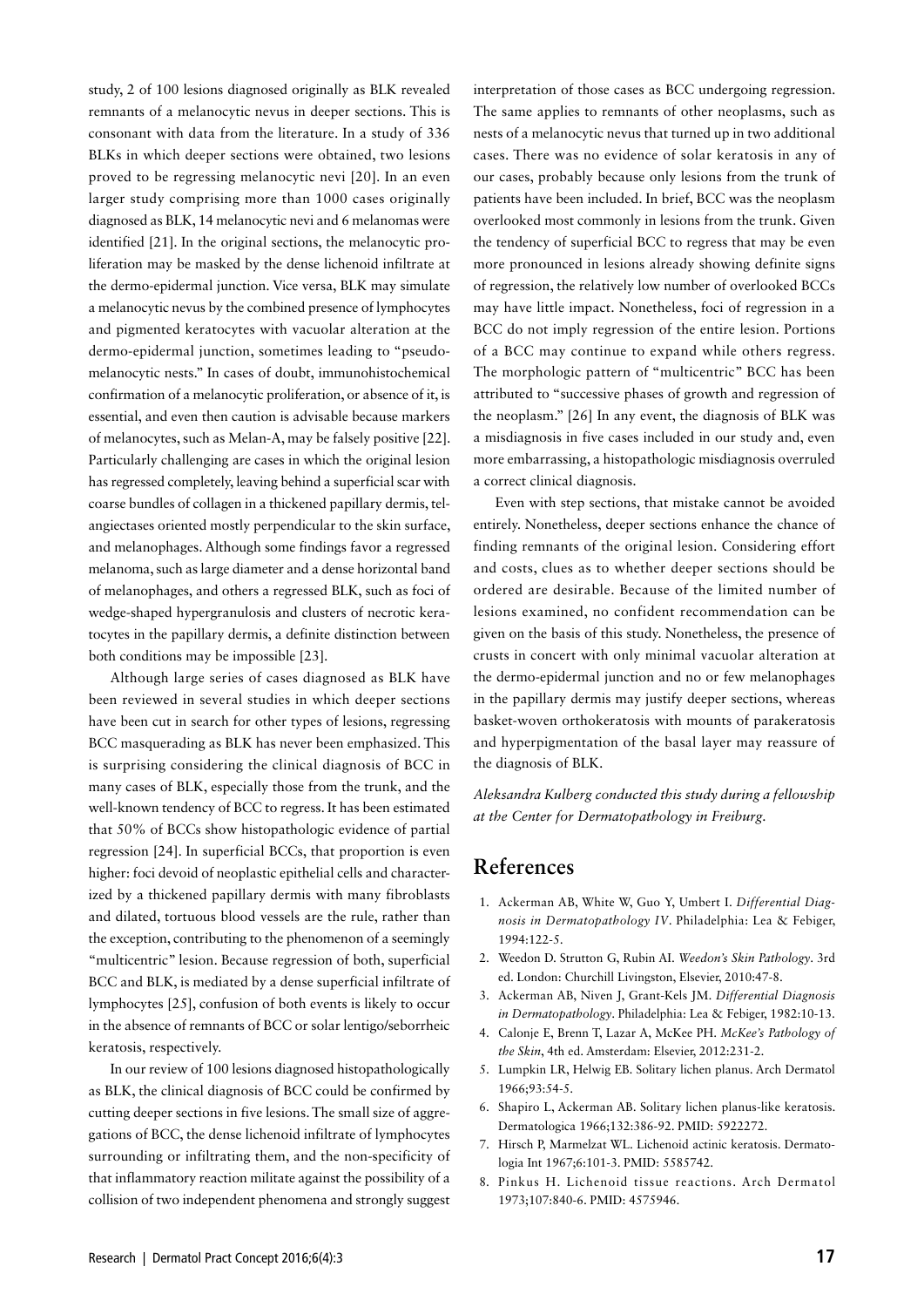study, 2 of 100 lesions diagnosed originally as BLK revealed remnants of a melanocytic nevus in deeper sections. This is consonant with data from the literature. In a study of 336 BLKs in which deeper sections were obtained, two lesions proved to be regressing melanocytic nevi [20]. In an even larger study comprising more than 1000 cases originally diagnosed as BLK, 14 melanocytic nevi and 6 melanomas were identified [21]. In the original sections, the melanocytic proliferation may be masked by the dense lichenoid infiltrate at the dermo-epidermal junction. Vice versa, BLK may simulate a melanocytic nevus by the combined presence of lymphocytes and pigmented keratocytes with vacuolar alteration at the dermo-epidermal junction, sometimes leading to "pseudomelanocytic nests." In cases of doubt, immunohistochemical confirmation of a melanocytic proliferation, or absence of it, is essential, and even then caution is advisable because markers of melanocytes, such as Melan-A, may be falsely positive [22]. Particularly challenging are cases in which the original lesion has regressed completely, leaving behind a superficial scar with coarse bundles of collagen in a thickened papillary dermis, telangiectases oriented mostly perpendicular to the skin surface, and melanophages. Although some findings favor a regressed melanoma, such as large diameter and a dense horizontal band of melanophages, and others a regressed BLK, such as foci of wedge-shaped hypergranulosis and clusters of necrotic keratocytes in the papillary dermis, a definite distinction between both conditions may be impossible [23].

Although large series of cases diagnosed as BLK have been reviewed in several studies in which deeper sections have been cut in search for other types of lesions, regressing BCC masquerading as BLK has never been emphasized. This is surprising considering the clinical diagnosis of BCC in many cases of BLK, especially those from the trunk, and the well-known tendency of BCC to regress. It has been estimated that 50% of BCCs show histopathologic evidence of partial regression [24]. In superficial BCCs, that proportion is even higher: foci devoid of neoplastic epithelial cells and characterized by a thickened papillary dermis with many fibroblasts and dilated, tortuous blood vessels are the rule, rather than the exception, contributing to the phenomenon of a seemingly "multicentric" lesion. Because regression of both, superficial BCC and BLK, is mediated by a dense superficial infiltrate of lymphocytes [25], confusion of both events is likely to occur in the absence of remnants of BCC or solar lentigo/seborrheic keratosis, respectively.

In our review of 100 lesions diagnosed histopathologically as BLK, the clinical diagnosis of BCC could be confirmed by cutting deeper sections in five lesions. The small size of aggregations of BCC, the dense lichenoid infiltrate of lymphocytes surrounding or infiltrating them, and the non-specificity of that inflammatory reaction militate against the possibility of a collision of two independent phenomena and strongly suggest interpretation of those cases as BCC undergoing regression. The same applies to remnants of other neoplasms, such as nests of a melanocytic nevus that turned up in two additional cases. There was no evidence of solar keratosis in any of our cases, probably because only lesions from the trunk of patients have been included. In brief, BCC was the neoplasm overlooked most commonly in lesions from the trunk. Given the tendency of superficial BCC to regress that may be even more pronounced in lesions already showing definite signs of regression, the relatively low number of overlooked BCCs may have little impact. Nonetheless, foci of regression in a BCC do not imply regression of the entire lesion. Portions of a BCC may continue to expand while others regress. The morphologic pattern of "multicentric" BCC has been attributed to "successive phases of growth and regression of the neoplasm." [26] In any event, the diagnosis of BLK was a misdiagnosis in five cases included in our study and, even more embarrassing, a histopathologic misdiagnosis overruled a correct clinical diagnosis.

Even with step sections, that mistake cannot be avoided entirely. Nonetheless, deeper sections enhance the chance of finding remnants of the original lesion. Considering effort and costs, clues as to whether deeper sections should be ordered are desirable. Because of the limited number of lesions examined, no confident recommendation can be given on the basis of this study. Nonetheless, the presence of crusts in concert with only minimal vacuolar alteration at the dermo-epidermal junction and no or few melanophages in the papillary dermis may justify deeper sections, whereas basket-woven orthokeratosis with mounts of parakeratosis and hyperpigmentation of the basal layer may reassure of the diagnosis of BLK.

*Aleksandra Kulberg conducted this study during a fellowship at the Center for Dermatopathology in Freiburg.*

## References

1. Ackerman AB, White W, Guo Y, Umbert I. *Differential Diagnosis in Dermatopathology IV*. Philadelphia: Lea & Febiger, 1994:122-5.
2. Weedon D. Strutton G, Rubin AI. *Weedon's Skin Pathology*. 3rd ed. London: Churchill Livingston, Elsevier, 2010:47-8.
3. Ackerman AB, Niven J, Grant-Kels JM. *Differential Diagnosis in Dermatopathology*. Philadelphia: Lea & Febiger, 1982:10-13.
4. Calonje E, Brenn T, Lazar A, McKee PH. *McKee's Pathology of the Skin*, 4th ed. Amsterdam: Elsevier, 2012:231-2.
5. Lumpkin LR, Helwig EB. Solitary lichen planus. Arch Dermatol 1966;93:54-5.
6. Shapiro L, Ackerman AB. Solitary lichen planus-like keratosis. Dermatologica 1966;132:386-92. PMID: 5922272.
7. Hirsch P, Marmelzat WL. Lichenoid actinic keratosis. Dermatologia Int 1967;6:101-3. PMID: 5585742.
8. Pinkus H. Lichenoid tissue reactions. Arch Dermatol 1973;107:840-6. PMID: 4575946.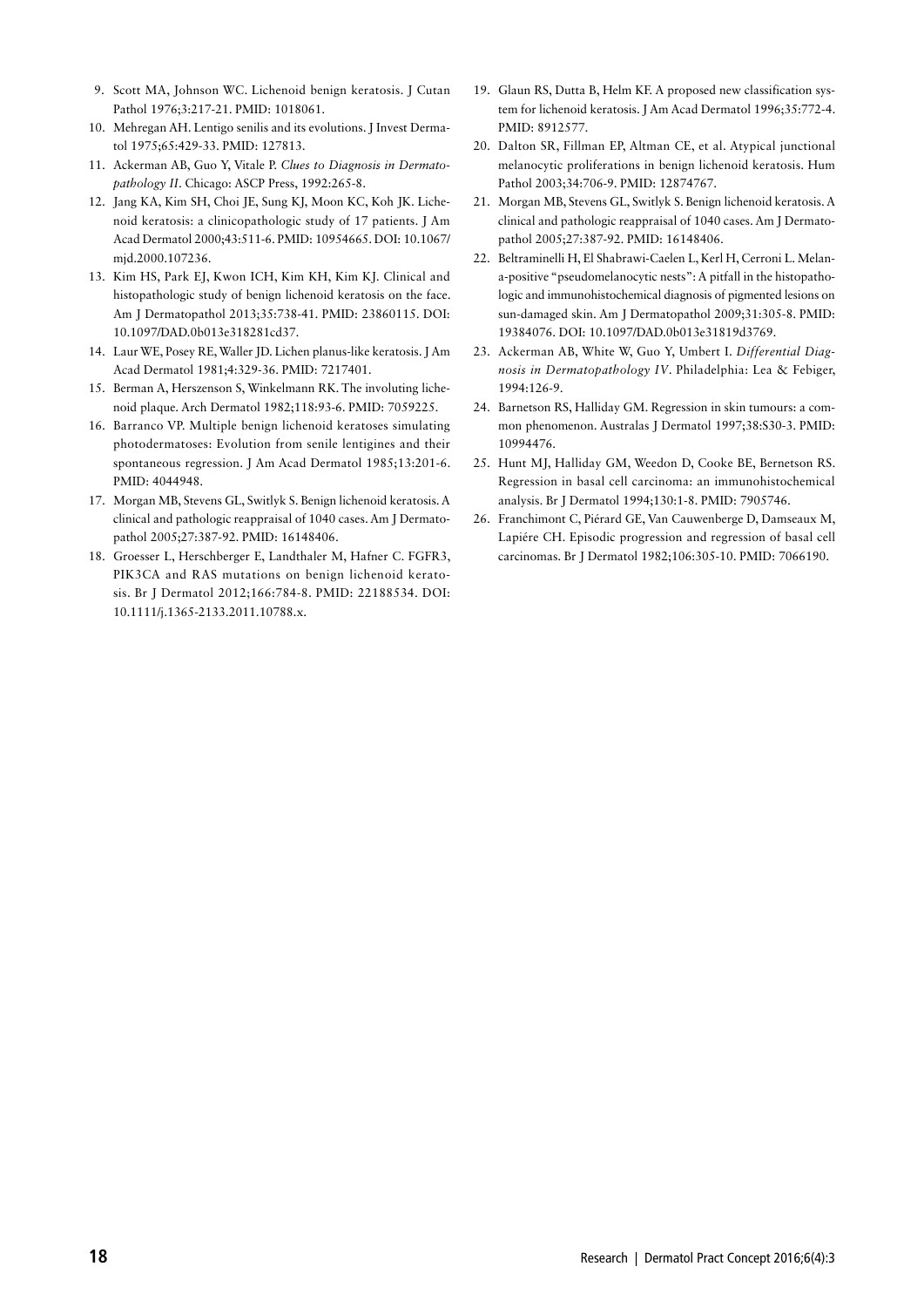9. Scott MA, Johnson WC. Lichenoid benign keratosis. J Cutan Pathol 1976;3:217-21. PMID: 1018061.
10. Mehregan AH. Lentigo senilis and its evolutions. J Invest Dermatol 1975;65:429-33. PMID: 127813.
11. Ackerman AB, Guo Y, Vitale P. *Clues to Diagnosis in Dermatopathology II*. Chicago: ASCP Press, 1992:265-8.
12. Jang KA, Kim SH, Choi JE, Sung KJ, Moon KC, Koh JK. Lichenoid keratosis: a clinicopathologic study of 17 patients. J Am Acad Dermatol 2000;43:511-6. PMID: 10954665. DOI: 10.1067/mjd.2000.107236.
13. Kim HS, Park EJ, Kwon ICH, Kim KH, Kim KJ. Clinical and histopathologic study of benign lichenoid keratosis on the face. Am J Dermatopathol 2013;35:738-41. PMID: 23860115. DOI: 10.1097/DAD.0b013e318281cd37.
14. Laur WE, Posey RE, Waller JD. Lichen planus-like keratosis. J Am Acad Dermatol 1981;4:329-36. PMID: 7217401.
15. Berman A, Herszenson S, Winkelmann RK. The involuting lichenoid plaque. Arch Dermatol 1982;118:93-6. PMID: 7059225.
16. Barranco VP. Multiple benign lichenoid keratoses simulating photodermatoses: Evolution from senile lentigines and their spontaneous regression. J Am Acad Dermatol 1985;13:201-6. PMID: 4044948.
17. Morgan MB, Stevens GL, Switlyk S. Benign lichenoid keratosis. A clinical and pathologic reappraisal of 1040 cases. Am J Dermatopathol 2005;27:387-92. PMID: 16148406.
18. Groesser L, Herschberger E, Landthaler M, Hafner C. FGFR3, PIK3CA and RAS mutations on benign lichenoid keratosis. Br J Dermatol 2012;166:784-8. PMID: 22188534. DOI: 10.1111/j.1365-2133.2011.10788.x.
19. Glaun RS, Dutta B, Helm KF. A proposed new classification system for lichenoid keratosis. J Am Acad Dermatol 1996;35:772-4. PMID: 8912577.
20. Dalton SR, Fillman EP, Altman CE, et al. Atypical junctional melanocytic proliferations in benign lichenoid keratosis. Hum Pathol 2003;34:706-9. PMID: 12874767.
21. Morgan MB, Stevens GL, Switlyk S. Benign lichenoid keratosis. A clinical and pathologic reappraisal of 1040 cases. Am J Dermatopathol 2005;27:387-92. PMID: 16148406.
22. Beltraminelli H, El Shabrawi-Caelen L, Kerl H, Cerroni L. Melan-a-positive "pseudomelanocytic nests": A pitfall in the histopathologic and immunohistochemical diagnosis of pigmented lesions on sun-damaged skin. Am J Dermatopathol 2009;31:305-8. PMID: 19384076. DOI: 10.1097/DAD.0b013e31819d3769.
23. Ackerman AB, White W, Guo Y, Umbert I. *Differential Diagnosis in Dermatopathology IV*. Philadelphia: Lea & Febiger, 1994:126-9.
24. Barnetson RS, Halliday GM. Regression in skin tumours: a common phenomenon. Australas J Dermatol 1997;38:S30-3. PMID: 10994476.
25. Hunt MJ, Halliday GM, Weedon D, Cooke BE, Bernetson RS. Regression in basal cell carcinoma: an immunohistochemical analysis. Br J Dermatol 1994;130:1-8. PMID: 7905746.
26. Franchimont C, Piérard GE, Van Cauwenberge D, Damseaux M, Lapiére CH. Episodic progression and regression of basal cell carcinomas. Br J Dermatol 1982;106:305-10. PMID: 7066190.